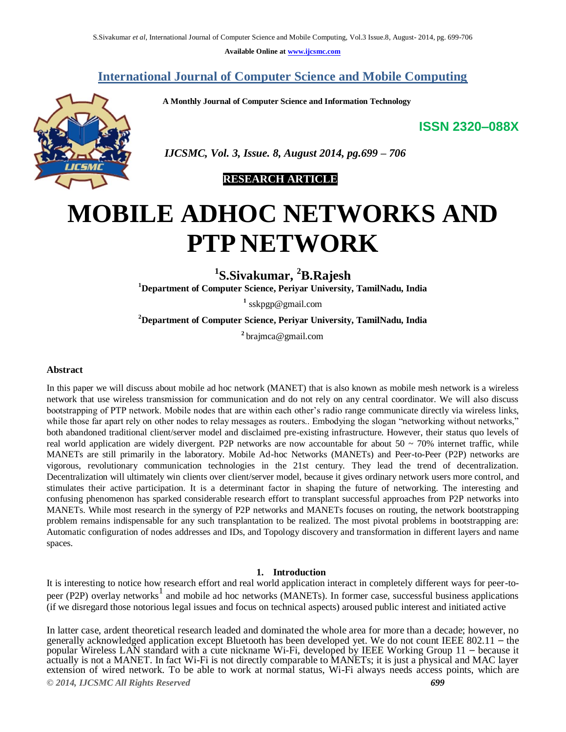# International Journal of Computer Science and Mobile Computing

A Monthly Journal of Computer Science and Information Technology

ISSN 2320–088X

*IJCSMC, Vol. 3, Issue. 8, August 2014, pg.699 – 706*

**RESEARCH ARTICLE**

# MOBILE ADHOC NETWORKS AND PTP NETWORK

**[1]S.Sivakumar, [2]B.Rajesh**

**[1]Department of Computer Science, Periyar University, TamilNadu, India**

[1] sskpgp@gmail.com

**[2]Department of Computer Science, Periyar University, TamilNadu, India**

[2] brajmca@gmail.com

## Abstract

In this paper we will discuss about mobile ad hoc network (MANET) that is also known as mobile mesh network is a wireless network that use wireless transmission for communication and do not rely on any central coordinator. We will also discuss bootstrapping of PTP network. Mobile nodes that are within each other's radio range communicate directly via wireless links, while those far apart rely on other nodes to relay messages as routers.. Embodying the slogan "networking without networks," both abandoned traditional client/server model and disclaimed pre-existing infrastructure. However, their status quo levels of real world application are widely divergent. P2P networks are now accountable for about 50 ~ 70% internet traffic, while MANETs are still primarily in the laboratory. Mobile Ad-hoc Networks (MANETs) and Peer-to-Peer (P2P) networks are vigorous, revolutionary communication technologies in the 21st century. They lead the trend of decentralization. Decentralization will ultimately win clients over client/server model, because it gives ordinary network users more control, and stimulates their active participation. It is a determinant factor in shaping the future of networking. The interesting and confusing phenomenon has sparked considerable research effort to transplant successful approaches from P2P networks into MANETs. While most research in the synergy of P2P networks and MANETs focuses on routing, the network bootstrapping problem remains indispensable for any such transplantation to be realized. The most pivotal problems in bootstrapping are: Automatic configuration of nodes addresses and IDs, and Topology discovery and transformation in different layers and name spaces.

## 1. Introduction

It is interesting to notice how research effort and real world application interact in completely different ways for peer-to-peer (P2P) overlay networks[1] and mobile ad hoc networks (MANETs). In former case, successful business applications (if we disregard those notorious legal issues and focus on technical aspects) aroused public interest and initiated active

In latter case, ardent theoretical research leaded and dominated the whole area for more than a decade; however, no generally acknowledged application except Bluetooth has been developed yet. We do not count IEEE 802.11 – the popular Wireless LAN standard with a cute nickname Wi-Fi, developed by IEEE Working Group 11 – because it actually is not a MANET. In fact Wi-Fi is not directly comparable to MANETs; it is just a physical and MAC layer extension of wired network. To be able to work at normal status, Wi-Fi always needs access points, which are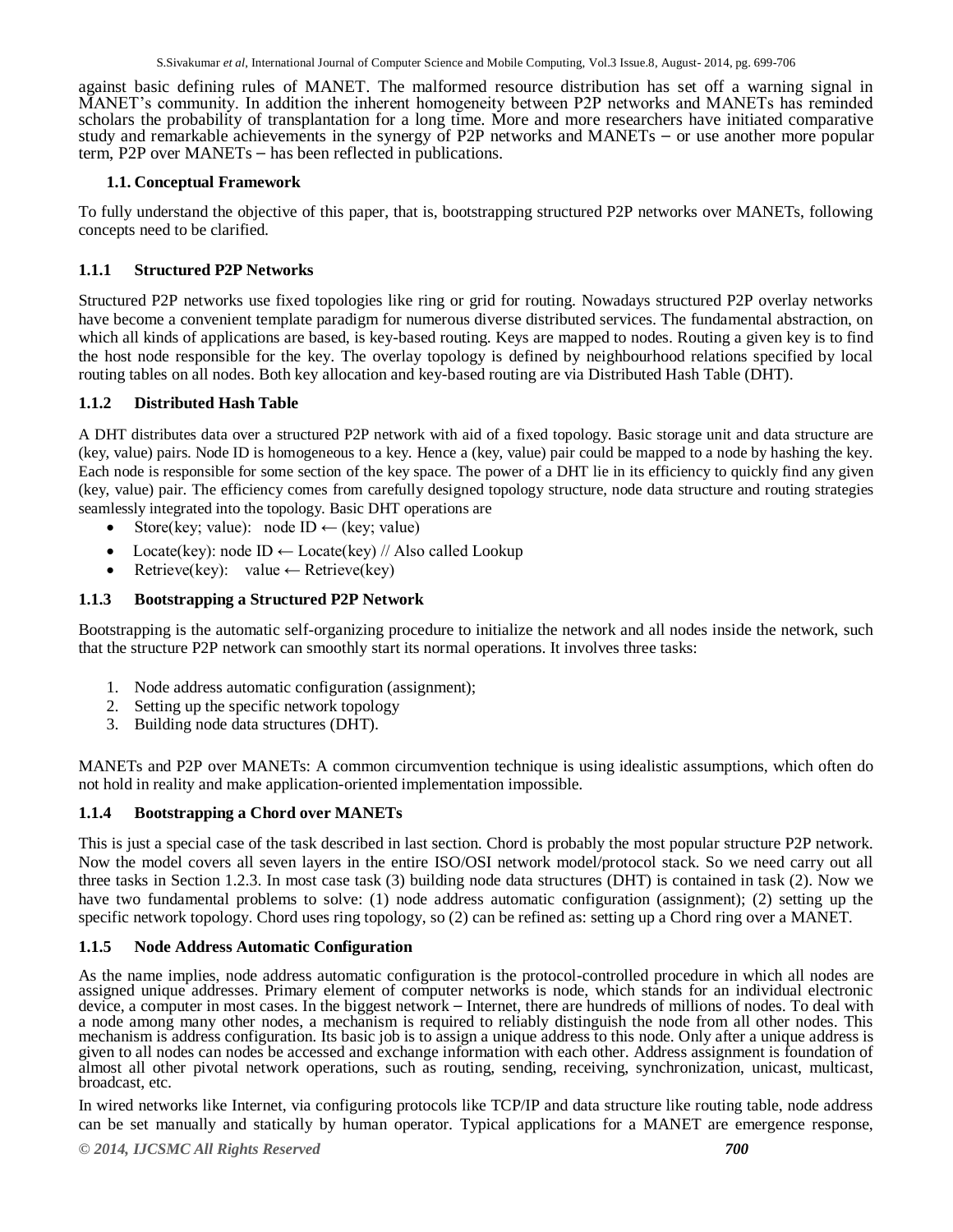against basic defining rules of MANET. The malformed resource distribution has set off a warning signal in MANET's community. In addition the inherent homogeneity between P2P networks and MANETs has reminded scholars the probability of transplantation for a long time. More and more researchers have initiated comparative study and remarkable achievements in the synergy of P2P networks and MANETs – or use another more popular term, P2P over MANETs – has been reflected in publications.

### 1.1. Conceptual Framework

To fully understand the objective of this paper, that is, bootstrapping structured P2P networks over MANETs, following concepts need to be clarified.

#### 1.1.1 Structured P2P Networks

Structured P2P networks use fixed topologies like ring or grid for routing. Nowadays structured P2P overlay networks have become a convenient template paradigm for numerous diverse distributed services. The fundamental abstraction, on which all kinds of applications are based, is key-based routing. Keys are mapped to nodes. Routing a given key is to find the host node responsible for the key. The overlay topology is defined by neighbourhood relations specified by local routing tables on all nodes. Both key allocation and key-based routing are via Distributed Hash Table (DHT).

#### 1.1.2 Distributed Hash Table

A DHT distributes data over a structured P2P network with aid of a fixed topology. Basic storage unit and data structure are (key, value) pairs. Node ID is homogeneous to a key. Hence a (key, value) pair could be mapped to a node by hashing the key. Each node is responsible for some section of the key space. The power of a DHT lie in its efficiency to quickly find any given (key, value) pair. The efficiency comes from carefully designed topology structure, node data structure and routing strategies seamlessly integrated into the topology. Basic DHT operations are

- Store(key; value): node ID ← (key; value)
- Locate(key): node ID ← Locate(key) // Also called Lookup
- Retrieve(key): value ← Retrieve(key)

#### 1.1.3 Bootstrapping a Structured P2P Network

Bootstrapping is the automatic self-organizing procedure to initialize the network and all nodes inside the network, such that the structure P2P network can smoothly start its normal operations. It involves three tasks:

1. Node address automatic configuration (assignment);
2. Setting up the specific network topology
3. Building node data structures (DHT).

MANETs and P2P over MANETs: A common circumvention technique is using idealistic assumptions, which often do not hold in reality and make application-oriented implementation impossible.

#### 1.1.4 Bootstrapping a Chord over MANETs

This is just a special case of the task described in last section. Chord is probably the most popular structure P2P network. Now the model covers all seven layers in the entire ISO/OSI network model/protocol stack. So we need carry out all three tasks in Section 1.2.3. In most case task (3) building node data structures (DHT) is contained in task (2). Now we have two fundamental problems to solve: (1) node address automatic configuration (assignment); (2) setting up the specific network topology. Chord uses ring topology, so (2) can be refined as: setting up a Chord ring over a MANET.

#### 1.1.5 Node Address Automatic Configuration

As the name implies, node address automatic configuration is the protocol-controlled procedure in which all nodes are assigned unique addresses. Primary element of computer networks is node, which stands for an individual electronic device, a computer in most cases. In the biggest network – Internet, there are hundreds of millions of nodes. To deal with a node among many other nodes, a mechanism is required to reliably distinguish the node from all other nodes. This mechanism is address configuration. Its basic job is to assign a unique address to this node. Only after a unique address is given to all nodes can nodes be accessed and exchange information with each other. Address assignment is foundation of almost all other pivotal network operations, such as routing, sending, receiving, synchronization, unicast, multicast, broadcast, etc.

In wired networks like Internet, via configuring protocols like TCP/IP and data structure like routing table, node address can be set manually and statically by human operator. Typical applications for a MANET are emergence response,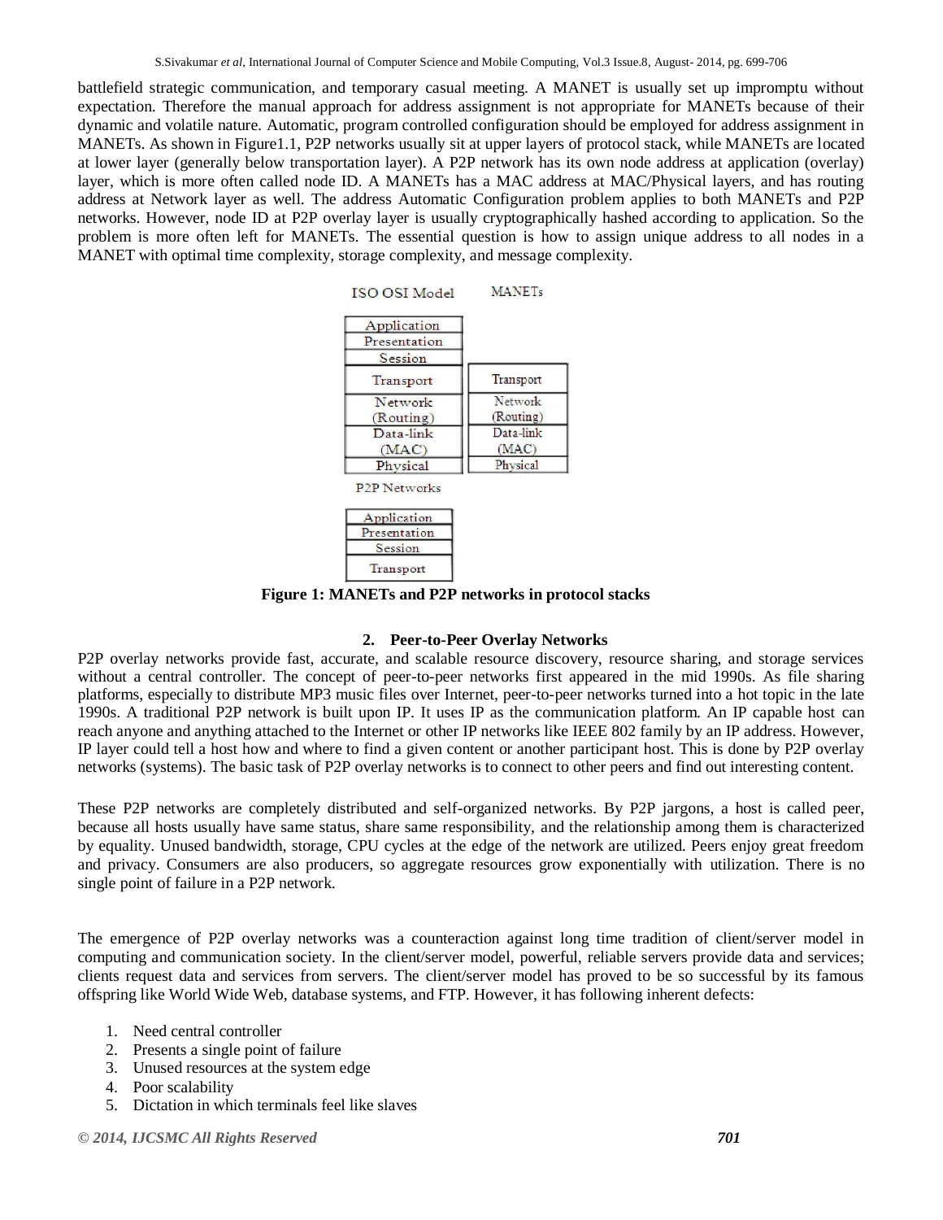battlefield strategic communication, and temporary casual meeting. A MANET is usually set up impromptu without expectation. Therefore the manual approach for address assignment is not appropriate for MANETs because of their dynamic and volatile nature. Automatic, program controlled configuration should be employed for address assignment in MANETs. As shown in Figure1.1, P2P networks usually sit at upper layers of protocol stack, while MANETs are located at lower layer (generally below transportation layer). A P2P network has its own node address at application (overlay) layer, which is more often called node ID. A MANETs has a MAC address at MAC/Physical layers, and has routing address at Network layer as well. The address Automatic Configuration problem applies to both MANETs and P2P networks. However, node ID at P2P overlay layer is usually cryptographically hashed according to application. So the problem is more often left for MANETs. The essential question is how to assign unique address to all nodes in a MANET with optimal time complexity, storage complexity, and message complexity.

| ISO OSI Model | MANETs |
| --- | --- |
| Application | |
| Presentation | |
| Session | |
| Transport | Transport |
| Network (Routing) | Network (Routing) |
| Data-link (MAC) | Data-link (MAC) |
| Physical | Physical |

| P2P Networks |
| --- |
| Application |
| Presentation |
| Session |
| Transport |

**Figure 1: MANETs and P2P networks in protocol stacks**

## 2. Peer-to-Peer Overlay Networks

P2P overlay networks provide fast, accurate, and scalable resource discovery, resource sharing, and storage services without a central controller. The concept of peer-to-peer networks first appeared in the mid 1990s. As file sharing platforms, especially to distribute MP3 music files over Internet, peer-to-peer networks turned into a hot topic in the late 1990s. A traditional P2P network is built upon IP. It uses IP as the communication platform. An IP capable host can reach anyone and anything attached to the Internet or other IP networks like IEEE 802 family by an IP address. However, IP layer could tell a host how and where to find a given content or another participant host. This is done by P2P overlay networks (systems). The basic task of P2P overlay networks is to connect to other peers and find out interesting content.

These P2P networks are completely distributed and self-organized networks. By P2P jargons, a host is called peer, because all hosts usually have same status, share same responsibility, and the relationship among them is characterized by equality. Unused bandwidth, storage, CPU cycles at the edge of the network are utilized. Peers enjoy great freedom and privacy. Consumers are also producers, so aggregate resources grow exponentially with utilization. There is no single point of failure in a P2P network.

The emergence of P2P overlay networks was a counteraction against long time tradition of client/server model in computing and communication society. In the client/server model, powerful, reliable servers provide data and services; clients request data and services from servers. The client/server model has proved to be so successful by its famous offspring like World Wide Web, database systems, and FTP. However, it has following inherent defects:

1. Need central controller
2. Presents a single point of failure
3. Unused resources at the system edge
4. Poor scalability
5. Dictation in which terminals feel like slaves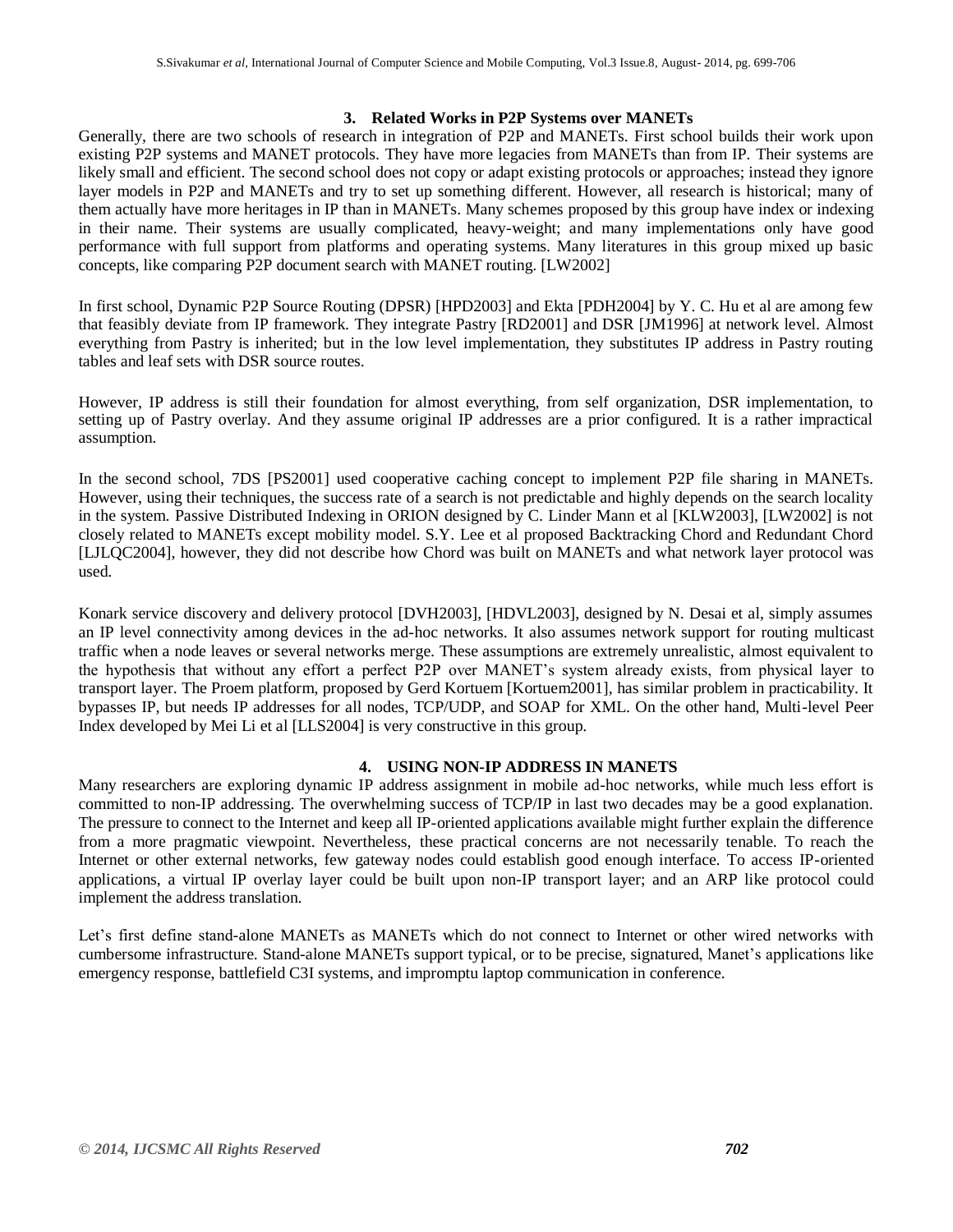## 3. Related Works in P2P Systems over MANETs

Generally, there are two schools of research in integration of P2P and MANETs. First school builds their work upon existing P2P systems and MANET protocols. They have more legacies from MANETs than from IP. Their systems are likely small and efficient. The second school does not copy or adapt existing protocols or approaches; instead they ignore layer models in P2P and MANETs and try to set up something different. However, all research is historical; many of them actually have more heritages in IP than in MANETs. Many schemes proposed by this group have index or indexing in their name. Their systems are usually complicated, heavy-weight; and many implementations only have good performance with full support from platforms and operating systems. Many literatures in this group mixed up basic concepts, like comparing P2P document search with MANET routing. [LW2002]

In first school, Dynamic P2P Source Routing (DPSR) [HPD2003] and Ekta [PDH2004] by Y. C. Hu et al are among few that feasibly deviate from IP framework. They integrate Pastry [RD2001] and DSR [JM1996] at network level. Almost everything from Pastry is inherited; but in the low level implementation, they substitutes IP address in Pastry routing tables and leaf sets with DSR source routes.

However, IP address is still their foundation for almost everything, from self organization, DSR implementation, to setting up of Pastry overlay. And they assume original IP addresses are a prior configured. It is a rather impractical assumption.

In the second school, 7DS [PS2001] used cooperative caching concept to implement P2P file sharing in MANETs. However, using their techniques, the success rate of a search is not predictable and highly depends on the search locality in the system. Passive Distributed Indexing in ORION designed by C. Linder Mann et al [KLW2003], [LW2002] is not closely related to MANETs except mobility model. S.Y. Lee et al proposed Backtracking Chord and Redundant Chord [LJLQC2004], however, they did not describe how Chord was built on MANETs and what network layer protocol was used.

Konark service discovery and delivery protocol [DVH2003], [HDVL2003], designed by N. Desai et al, simply assumes an IP level connectivity among devices in the ad-hoc networks. It also assumes network support for routing multicast traffic when a node leaves or several networks merge. These assumptions are extremely unrealistic, almost equivalent to the hypothesis that without any effort a perfect P2P over MANET's system already exists, from physical layer to transport layer. The Proem platform, proposed by Gerd Kortuem [Kortuem2001], has similar problem in practicability. It bypasses IP, but needs IP addresses for all nodes, TCP/UDP, and SOAP for XML. On the other hand, Multi-level Peer Index developed by Mei Li et al [LLS2004] is very constructive in this group.

## 4. USING NON-IP ADDRESS IN MANETS

Many researchers are exploring dynamic IP address assignment in mobile ad-hoc networks, while much less effort is committed to non-IP addressing. The overwhelming success of TCP/IP in last two decades may be a good explanation. The pressure to connect to the Internet and keep all IP-oriented applications available might further explain the difference from a more pragmatic viewpoint. Nevertheless, these practical concerns are not necessarily tenable. To reach the Internet or other external networks, few gateway nodes could establish good enough interface. To access IP-oriented applications, a virtual IP overlay layer could be built upon non-IP transport layer; and an ARP like protocol could implement the address translation.

Let's first define stand-alone MANETs as MANETs which do not connect to Internet or other wired networks with cumbersome infrastructure. Stand-alone MANETs support typical, or to be precise, signatured, Manet's applications like emergency response, battlefield C3I systems, and impromptu laptop communication in conference.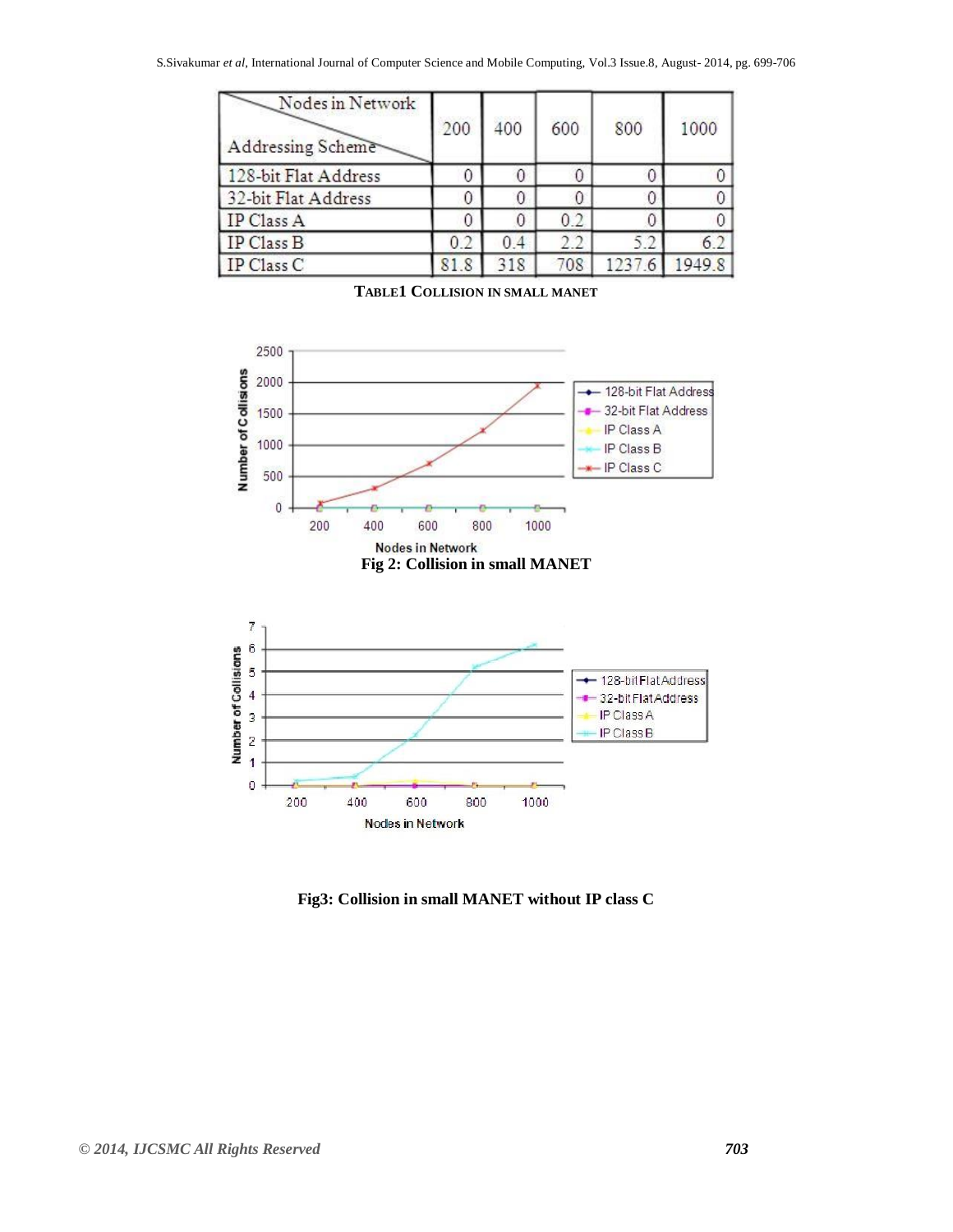| Addressing Scheme \ Nodes in Network | 200 | 400 | 600 | 800 | 1000 |
|---|---|---|---|---|---|
| 128-bit Flat Address | 0 | 0 | 0 | 0 | 0 |
| 32-bit Flat Address | 0 | 0 | 0 | 0 | 0 |
| IP Class A | 0 | 0 | 0.2 | 0 | 0 |
| IP Class B | 0.2 | 0.4 | 2.2 | 5.2 | 6.2 |
| IP Class C | 81.8 | 318 | 708 | 1237.6 | 1949.8 |

**TABLE1 COLLISION IN SMALL MANET**

**Fig 2: Collision in small MANET**

**Fig3: Collision in small MANET without IP class C**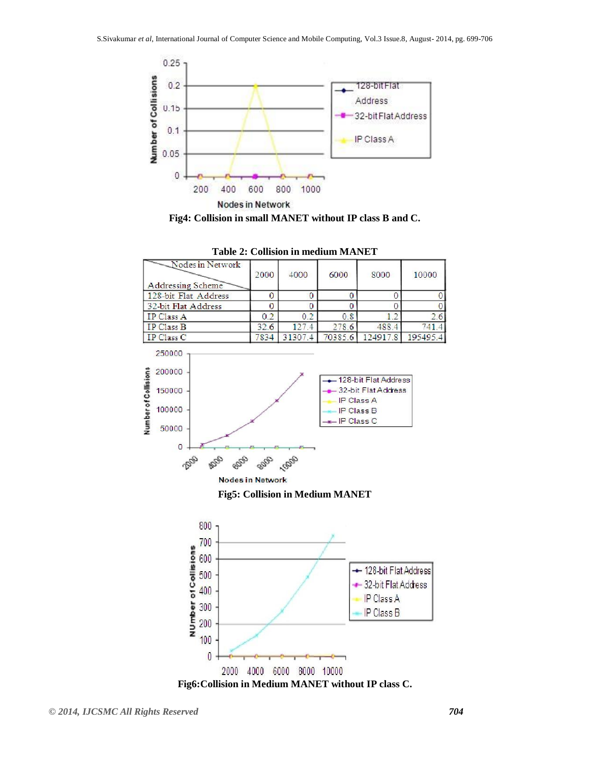Fig4: Collision in small MANET without IP class B and C.

**Table 2: Collision in medium MANET**

| Addressing Scheme \ Nodes in Network | 2000 | 4000 | 6000 | 8000 | 10000 |
|---|---|---|---|---|---|
| 128-bit Flat Address | 0 | 0 | 0 | 0 | 0 |
| 32-bit Flat Address | 0 | 0 | 0 | 0 | 0 |
| IP Class A | 0.2 | 0.2 | 0.8 | 1.2 | 2.6 |
| IP Class B | 32.6 | 127.4 | 278.6 | 488.4 | 741.4 |
| IP Class C | 7834 | 31307.4 | 70385.6 | 124917.8 | 195495.4 |

Fig5: Collision in Medium MANET

Fig6:Collision in Medium MANET without IP class C.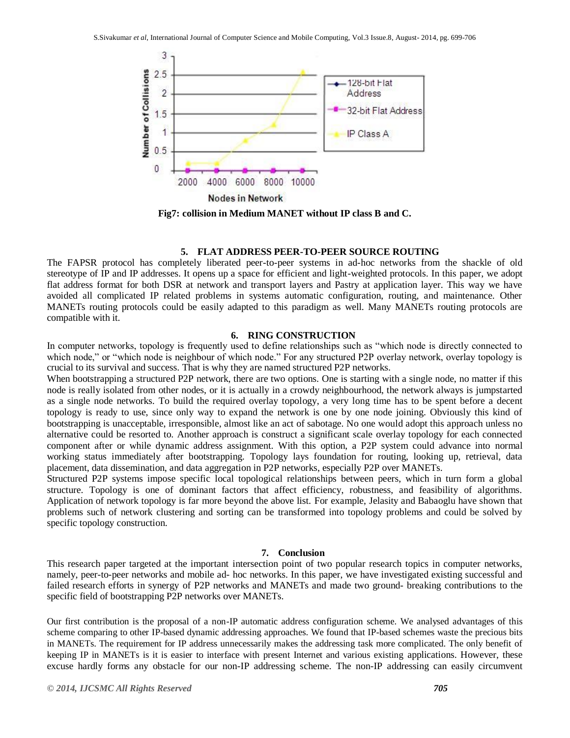Fig7: collision in Medium MANET without IP class B and C.

## 5. FLAT ADDRESS PEER-TO-PEER SOURCE ROUTING

The FAPSR protocol has completely liberated peer-to-peer systems in ad-hoc networks from the shackle of old stereotype of IP and IP addresses. It opens up a space for efficient and light-weighted protocols. In this paper, we adopt flat address format for both DSR at network and transport layers and Pastry at application layer. This way we have avoided all complicated IP related problems in systems automatic configuration, routing, and maintenance. Other MANETs routing protocols could be easily adapted to this paradigm as well. Many MANETs routing protocols are compatible with it.

## 6. RING CONSTRUCTION

In computer networks, topology is frequently used to define relationships such as "which node is directly connected to which node," or "which node is neighbour of which node." For any structured P2P overlay network, overlay topology is crucial to its survival and success. That is why they are named structured P2P networks.

When bootstrapping a structured P2P network, there are two options. One is starting with a single node, no matter if this node is really isolated from other nodes, or it is actually in a crowdy neighbourhood, the network always is jumpstarted as a single node networks. To build the required overlay topology, a very long time has to be spent before a decent topology is ready to use, since only way to expand the network is one by one node joining. Obviously this kind of bootstrapping is unacceptable, irresponsible, almost like an act of sabotage. No one would adopt this approach unless no alternative could be resorted to. Another approach is construct a significant scale overlay topology for each connected component after or while dynamic address assignment. With this option, a P2P system could advance into normal working status immediately after bootstrapping. Topology lays foundation for routing, looking up, retrieval, data placement, data dissemination, and data aggregation in P2P networks, especially P2P over MANETs.

Structured P2P systems impose specific local topological relationships between peers, which in turn form a global structure. Topology is one of dominant factors that affect efficiency, robustness, and feasibility of algorithms. Application of network topology is far more beyond the above list. For example, Jelasity and Babaoglu have shown that problems such of network clustering and sorting can be transformed into topology problems and could be solved by specific topology construction.

## 7. Conclusion

This research paper targeted at the important intersection point of two popular research topics in computer networks, namely, peer-to-peer networks and mobile ad- hoc networks. In this paper, we have investigated existing successful and failed research efforts in synergy of P2P networks and MANETs and made two ground- breaking contributions to the specific field of bootstrapping P2P networks over MANETs.

Our first contribution is the proposal of a non-IP automatic address configuration scheme. We analysed advantages of this scheme comparing to other IP-based dynamic addressing approaches. We found that IP-based schemes waste the precious bits in MANETs. The requirement for IP address unnecessarily makes the addressing task more complicated. The only benefit of keeping IP in MANETs is it is easier to interface with present Internet and various existing applications. However, these excuse hardly forms any obstacle for our non-IP addressing scheme. The non-IP addressing can easily circumvent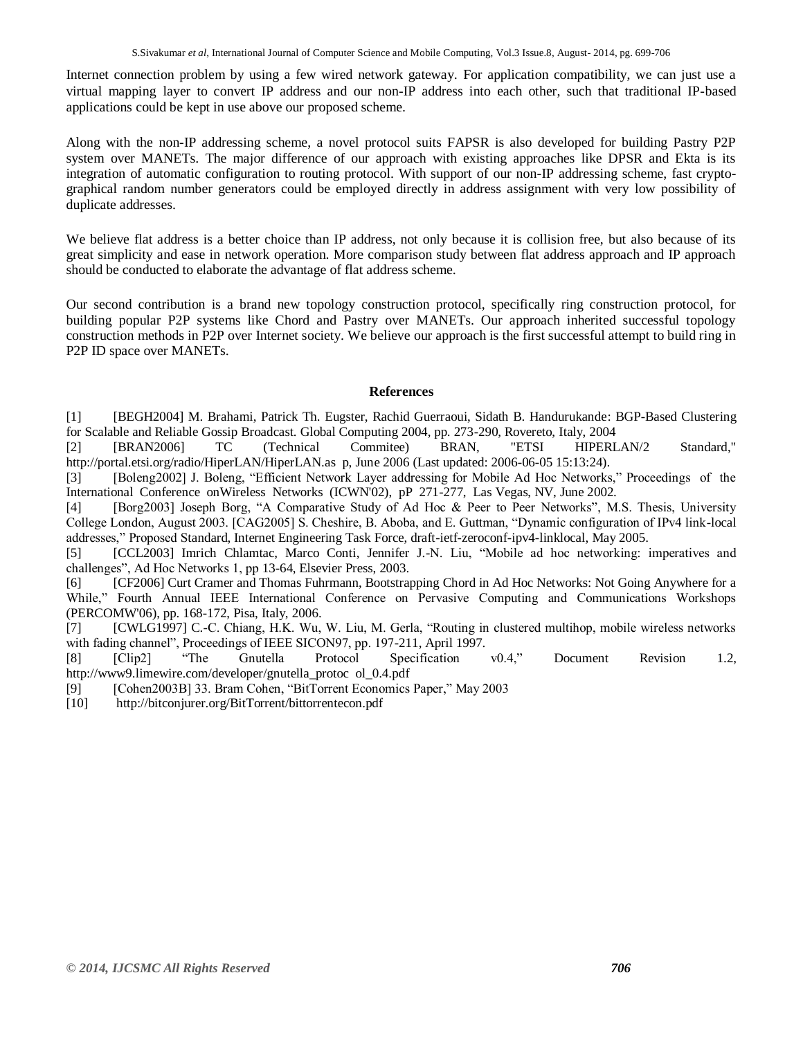Internet connection problem by using a few wired network gateway. For application compatibility, we can just use a virtual mapping layer to convert IP address and our non-IP address into each other, such that traditional IP-based applications could be kept in use above our proposed scheme.

Along with the non-IP addressing scheme, a novel protocol suits FAPSR is also developed for building Pastry P2P system over MANETs. The major difference of our approach with existing approaches like DPSR and Ekta is its integration of automatic configuration to routing protocol. With support of our non-IP addressing scheme, fast crypto-graphical random number generators could be employed directly in address assignment with very low possibility of duplicate addresses.

We believe flat address is a better choice than IP address, not only because it is collision free, but also because of its great simplicity and ease in network operation. More comparison study between flat address approach and IP approach should be conducted to elaborate the advantage of flat address scheme.

Our second contribution is a brand new topology construction protocol, specifically ring construction protocol, for building popular P2P systems like Chord and Pastry over MANETs. Our approach inherited successful topology construction methods in P2P over Internet society. We believe our approach is the first successful attempt to build ring in P2P ID space over MANETs.

## References

[1] [BEGH2004] M. Brahami, Patrick Th. Eugster, Rachid Guerraoui, Sidath B. Handurukande: BGP-Based Clustering for Scalable and Reliable Gossip Broadcast. Global Computing 2004, pp. 273-290, Rovereto, Italy, 2004

[2] [BRAN2006] TC (Technical Commitee) BRAN, "ETSI HIPERLAN/2 Standard," http://portal.etsi.org/radio/HiperLAN/HiperLAN.as p, June 2006 (Last updated: 2006-06-05 15:13:24).

[3] [Boleng2002] J. Boleng, "Efficient Network Layer addressing for Mobile Ad Hoc Networks," Proceedings of the International Conference onWireless Networks (ICWN'02), pP 271-277, Las Vegas, NV, June 2002.

[4] [Borg2003] Joseph Borg, "A Comparative Study of Ad Hoc & Peer to Peer Networks", M.S. Thesis, University College London, August 2003. [CAG2005] S. Cheshire, B. Aboba, and E. Guttman, "Dynamic configuration of IPv4 link-local addresses," Proposed Standard, Internet Engineering Task Force, draft-ietf-zeroconf-ipv4-linklocal, May 2005.

[5] [CCL2003] Imrich Chlamtac, Marco Conti, Jennifer J.-N. Liu, "Mobile ad hoc networking: imperatives and challenges", Ad Hoc Networks 1, pp 13-64, Elsevier Press, 2003.

[6] [CF2006] Curt Cramer and Thomas Fuhrmann, Bootstrapping Chord in Ad Hoc Networks: Not Going Anywhere for a While," Fourth Annual IEEE International Conference on Pervasive Computing and Communications Workshops (PERCOMW'06), pp. 168-172, Pisa, Italy, 2006.

[7] [CWLG1997] C.-C. Chiang, H.K. Wu, W. Liu, M. Gerla, "Routing in clustered multihop, mobile wireless networks with fading channel", Proceedings of IEEE SICON97, pp. 197-211, April 1997.

[8] [Clip2] "The Gnutella Protocol Specification v0.4," Document Revision 1.2, http://www9.limewire.com/developer/gnutella_protoc ol_0.4.pdf

[9] [Cohen2003B] 33. Bram Cohen, "BitTorrent Economics Paper," May 2003

[10] http://bitconjurer.org/BitTorrent/bittorrentecon.pdf